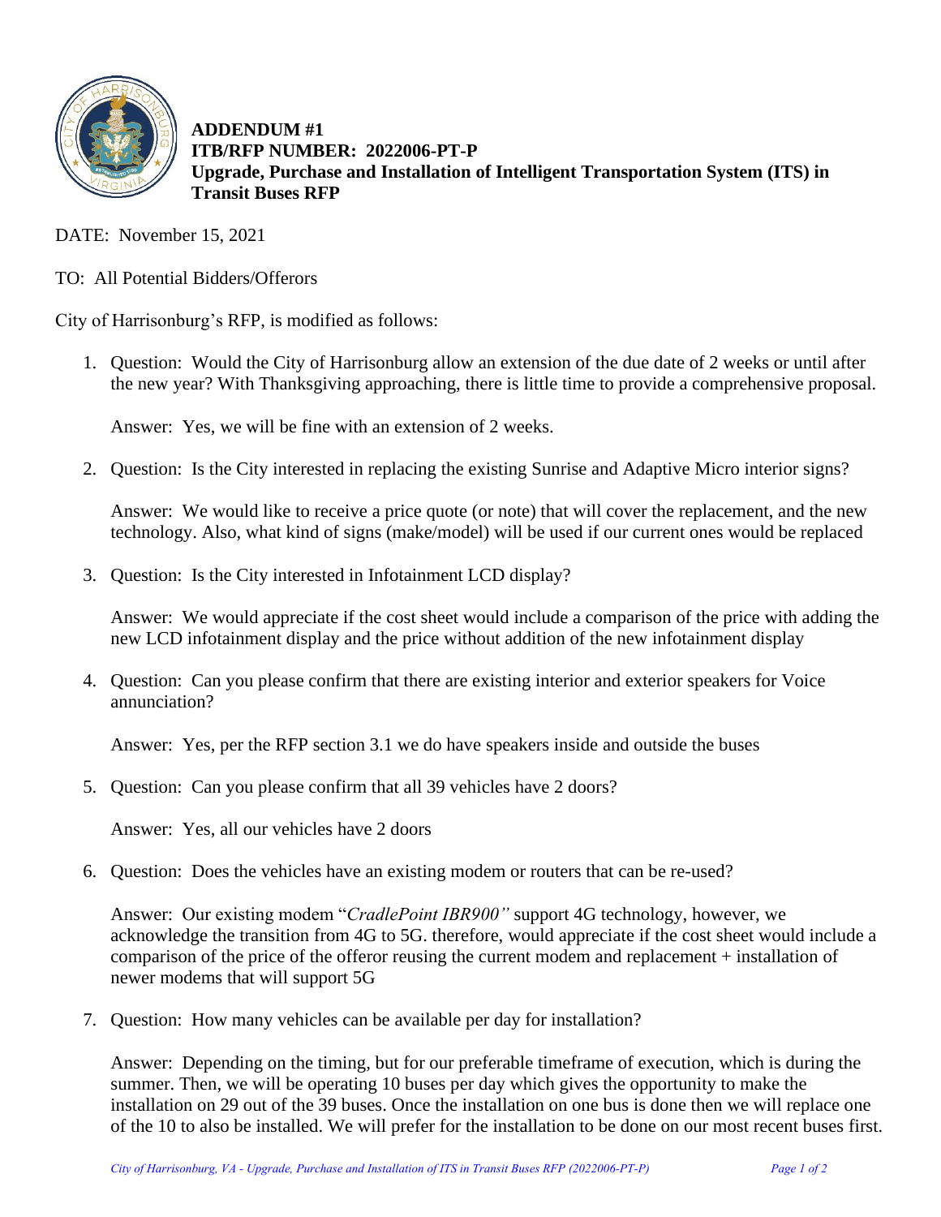**ADDENDUM #1**
**ITB/RFP NUMBER: 2022006-PT-P**
**Upgrade, Purchase and Installation of Intelligent Transportation System (ITS) in Transit Buses RFP**

DATE: November 15, 2021

TO: All Potential Bidders/Offerors

City of Harrisonburg's RFP, is modified as follows:

1. Question: Would the City of Harrisonburg allow an extension of the due date of 2 weeks or until after the new year? With Thanksgiving approaching, there is little time to provide a comprehensive proposal.

   Answer: Yes, we will be fine with an extension of 2 weeks.

2. Question: Is the City interested in replacing the existing Sunrise and Adaptive Micro interior signs?

   Answer: We would like to receive a price quote (or note) that will cover the replacement, and the new technology. Also, what kind of signs (make/model) will be used if our current ones would be replaced

3. Question: Is the City interested in Infotainment LCD display?

   Answer: We would appreciate if the cost sheet would include a comparison of the price with adding the new LCD infotainment display and the price without addition of the new infotainment display

4. Question: Can you please confirm that there are existing interior and exterior speakers for Voice annunciation?

   Answer: Yes, per the RFP section 3.1 we do have speakers inside and outside the buses

5. Question: Can you please confirm that all 39 vehicles have 2 doors?

   Answer: Yes, all our vehicles have 2 doors

6. Question: Does the vehicles have an existing modem or routers that can be re-used?

   Answer: Our existing modem "*CradlePoint IBR900"* support 4G technology, however, we acknowledge the transition from 4G to 5G. therefore, would appreciate if the cost sheet would include a comparison of the price of the offeror reusing the current modem and replacement + installation of newer modems that will support 5G

7. Question: How many vehicles can be available per day for installation?

   Answer: Depending on the timing, but for our preferable timeframe of execution, which is during the summer. Then, we will be operating 10 buses per day which gives the opportunity to make the installation on 29 out of the 39 buses. Once the installation on one bus is done then we will replace one of the 10 to also be installed. We will prefer for the installation to be done on our most recent buses first.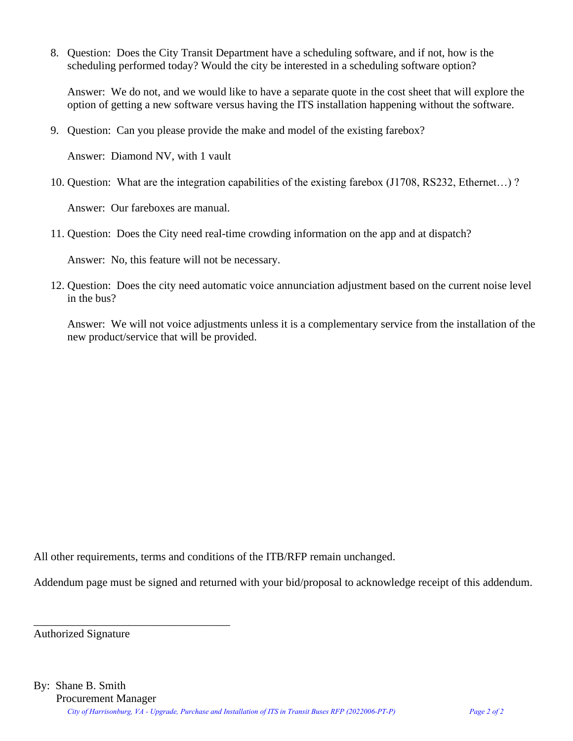8. Question: Does the City Transit Department have a scheduling software, and if not, how is the scheduling performed today? Would the city be interested in a scheduling software option?

   Answer: We do not, and we would like to have a separate quote in the cost sheet that will explore the option of getting a new software versus having the ITS installation happening without the software.

9. Question: Can you please provide the make and model of the existing farebox?

   Answer: Diamond NV, with 1 vault

10. Question: What are the integration capabilities of the existing farebox (J1708, RS232, Ethernet…) ?

    Answer: Our fareboxes are manual.

11. Question: Does the City need real-time crowding information on the app and at dispatch?

    Answer: No, this feature will not be necessary.

12. Question: Does the city need automatic voice annunciation adjustment based on the current noise level in the bus?

    Answer: We will not voice adjustments unless it is a complementary service from the installation of the new product/service that will be provided.

All other requirements, terms and conditions of the ITB/RFP remain unchanged.

Addendum page must be signed and returned with your bid/proposal to acknowledge receipt of this addendum.

\_\_\_\_\_\_\_\_\_\_\_\_\_\_\_\_\_\_\_\_\_\_\_\_\_\_\_\_\_\_\_\_\_\_\_

Authorized Signature

By: Shane B. Smith
Procurement Manager